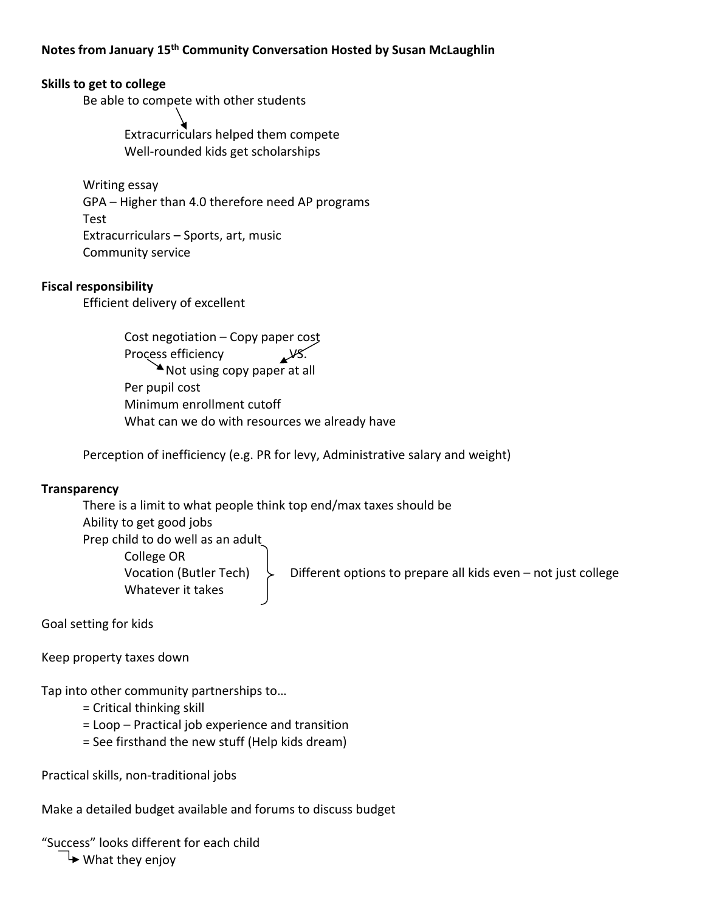**Notes from January 15th Community Conversation Hosted by Susan McLaughlin**

**Skills to get to college**

- Be able to compete with other students
  - Extracurriculars helped them compete
  - Well-rounded kids get scholarships
- Writing essay
- GPA – Higher than 4.0 therefore need AP programs
- Test
- Extracurriculars – Sports, art, music
- Community service

**Fiscal responsibility**

- Efficient delivery of excellent
  - Cost negotiation – Copy paper cost
  - Process efficiency VS.
    - Not using copy paper at all
  - Per pupil cost
  - Minimum enrollment cutoff
  - What can we do with resources we already have
- Perception of inefficiency (e.g. PR for levy, Administrative salary and weight)

**Transparency**

- There is a limit to what people think top end/max taxes should be
- Ability to get good jobs
- Prep child to do well as an adult
  - College OR
  - Vocation (Butler Tech)
  - Whatever it takes

  } Different options to prepare all kids even – not just college

Goal setting for kids

Keep property taxes down

Tap into other community partnerships to…

- = Critical thinking skill
- = Loop – Practical job experience and transition
- = See firsthand the new stuff (Help kids dream)

Practical skills, non-traditional jobs

Make a detailed budget available and forums to discuss budget

"Success" looks different for each child

- → What they enjoy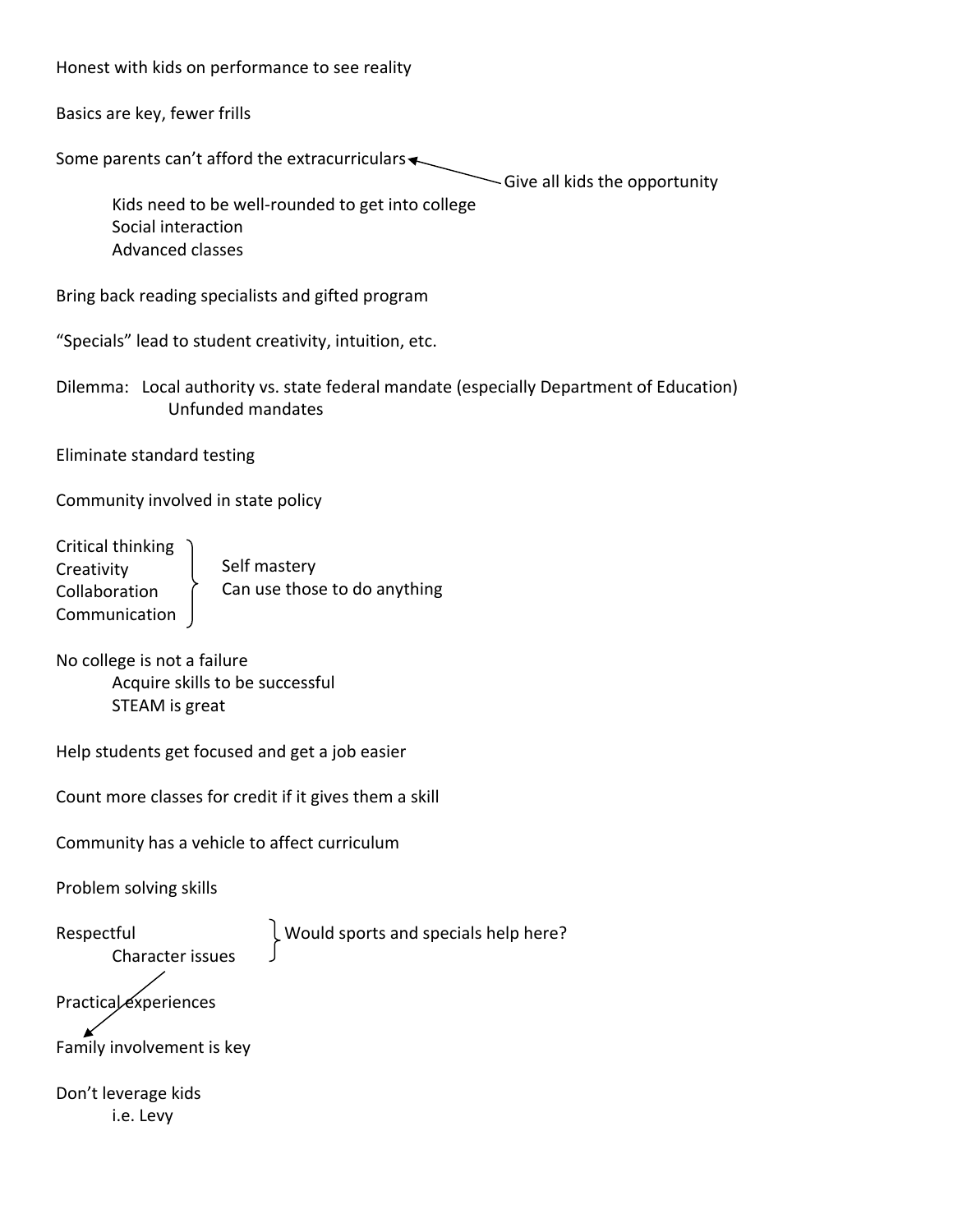Honest with kids on performance to see reality

Basics are key, fewer frills

Some parents can't afford the extracurriculars ← Give all kids the opportunity

- Kids need to be well-rounded to get into college
- Social interaction
- Advanced classes

Bring back reading specialists and gifted program

"Specials" lead to student creativity, intuition, etc.

Dilemma: Local authority vs. state federal mandate (especially Department of Education)
- Unfunded mandates

Eliminate standard testing

Community involved in state policy

Critical thinking
Creativity
Collaboration
Communication
} Self mastery
Can use those to do anything

No college is not a failure
- Acquire skills to be successful
- STEAM is great

Help students get focused and get a job easier

Count more classes for credit if it gives them a skill

Community has a vehicle to affect curriculum

Problem solving skills

Respectful
- Character issues

} Would sports and specials help here?

Practical experiences

Family involvement is key

Don't leverage kids
- i.e. Levy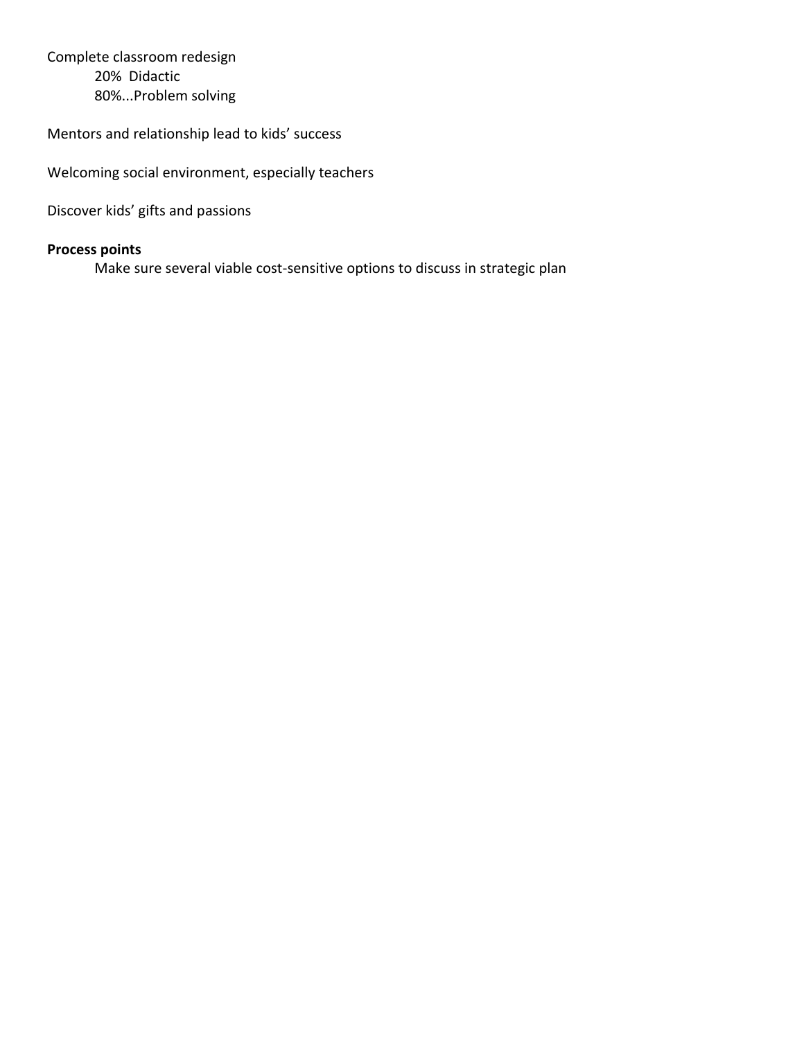Complete classroom redesign

- 20%  Didactic
- 80%...Problem solving

Mentors and relationship lead to kids' success

Welcoming social environment, especially teachers

Discover kids' gifts and passions

**Process points**

- Make sure several viable cost-sensitive options to discuss in strategic plan